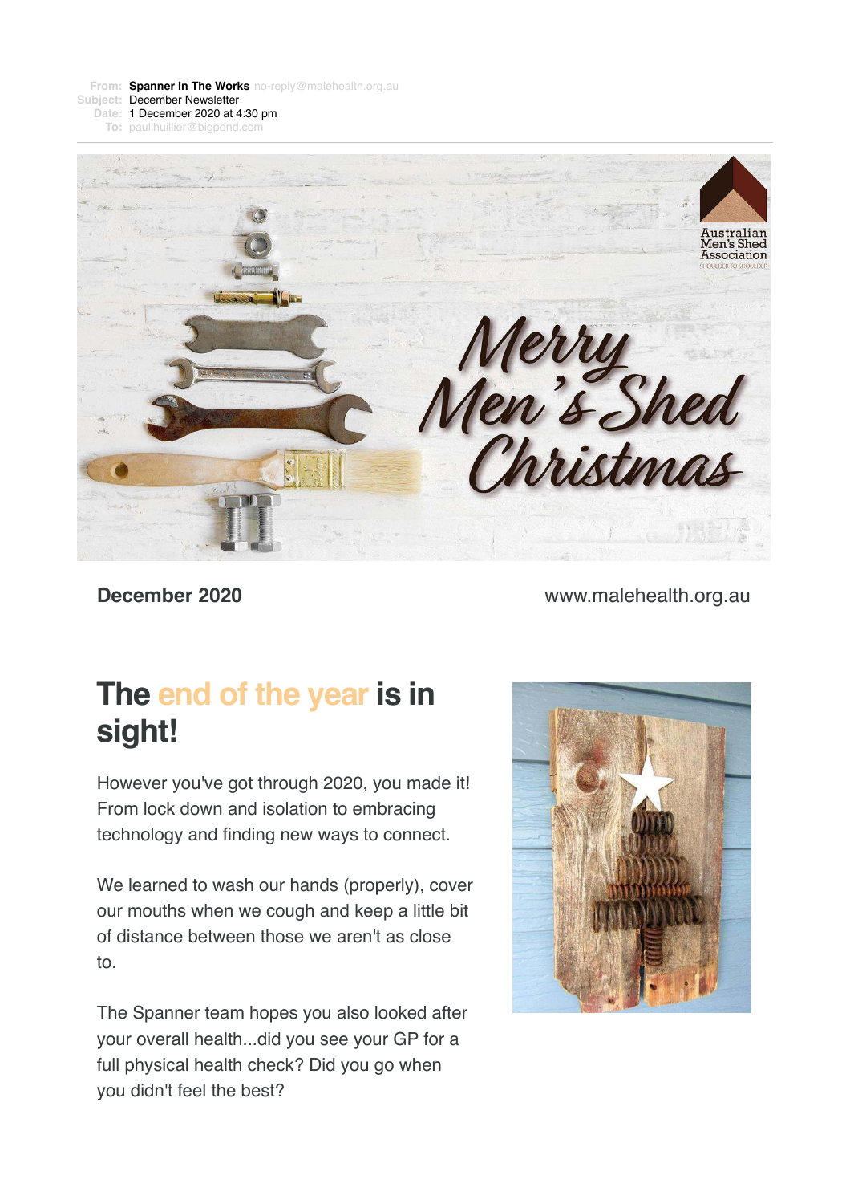**From:** Spanner In The Works no-reply@malehealth.org.au
**Subject:** December Newsletter
**Date:** 1 December 2020 at 4:30 pm
**To:** paullhuillier@bigpond.com

---

Merry Men's Shed Christmas

Australian Men's Shed Association
SHOULDER TO SHOULDER

**December 2020**

www.malehealth.org.au

# The end of the year is in sight!

However you've got through 2020, you made it! From lock down and isolation to embracing technology and finding new ways to connect.

We learned to wash our hands (properly), cover our mouths when we cough and keep a little bit of distance between those we aren't as close to.

The Spanner team hopes you also looked after your overall health...did you see your GP for a full physical health check? Did you go when you didn't feel the best?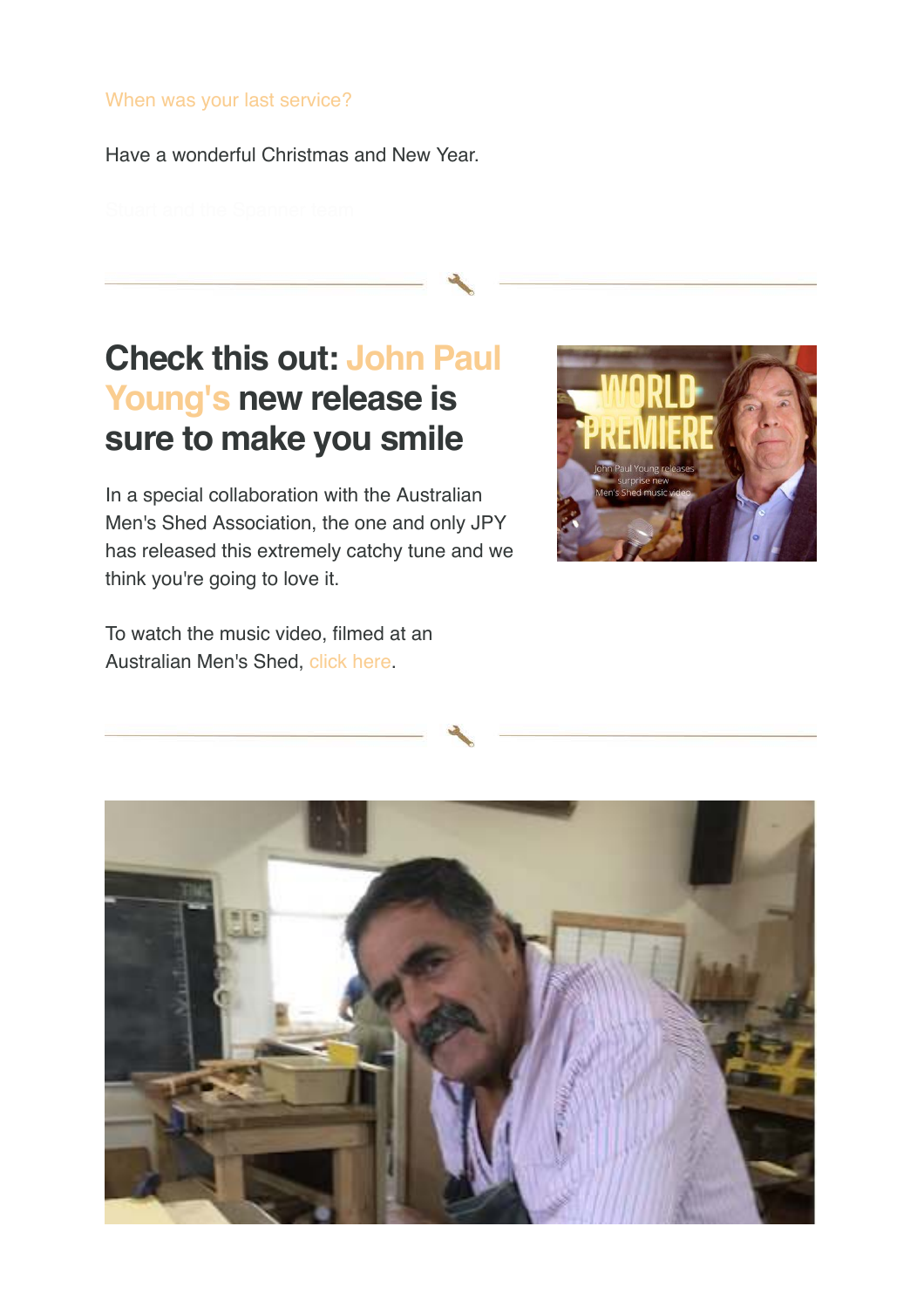When was your last service?

Have a wonderful Christmas and New Year.

Stuart and the Spanner team

## Check this out: John Paul Young's new release is sure to make you smile

In a special collaboration with the Australian Men's Shed Association, the one and only JPY has released this extremely catchy tune and we think you're going to love it.

To watch the music video, filmed at an Australian Men's Shed, click here.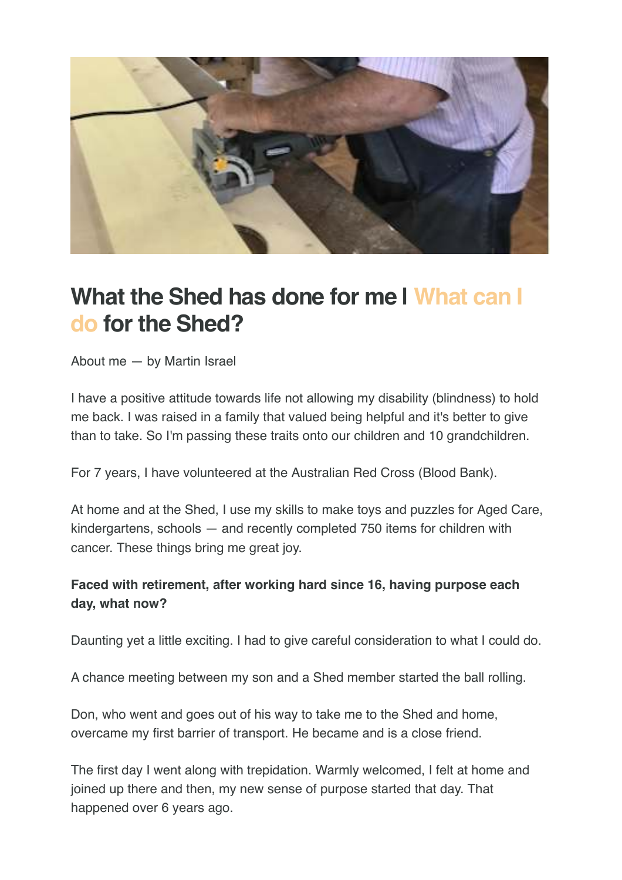# What the Shed has done for me I What can I do for the Shed?

About me — by Martin Israel

I have a positive attitude towards life not allowing my disability (blindness) to hold me back. I was raised in a family that valued being helpful and it's better to give than to take. So I'm passing these traits onto our children and 10 grandchildren.

For 7 years, I have volunteered at the Australian Red Cross (Blood Bank).

At home and at the Shed, I use my skills to make toys and puzzles for Aged Care, kindergartens, schools — and recently completed 750 items for children with cancer. These things bring me great joy.

**Faced with retirement, after working hard since 16, having purpose each day, what now?**

Daunting yet a little exciting. I had to give careful consideration to what I could do.

A chance meeting between my son and a Shed member started the ball rolling.

Don, who went and goes out of his way to take me to the Shed and home, overcame my first barrier of transport. He became and is a close friend.

The first day I went along with trepidation. Warmly welcomed, I felt at home and joined up there and then, my new sense of purpose started that day. That happened over 6 years ago.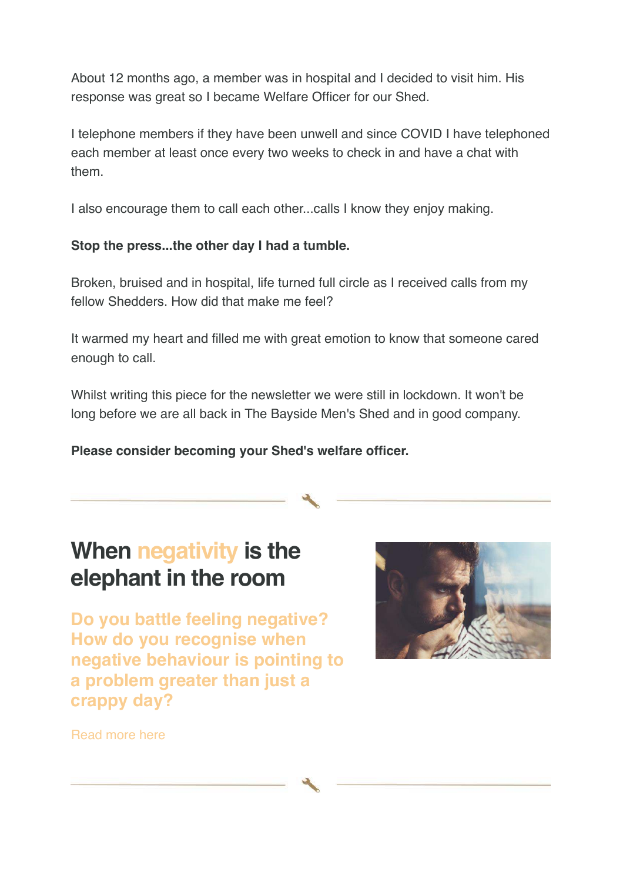About 12 months ago, a member was in hospital and I decided to visit him. His response was great so I became Welfare Officer for our Shed.

I telephone members if they have been unwell and since COVID I have telephoned each member at least once every two weeks to check in and have a chat with them.

I also encourage them to call each other...calls I know they enjoy making.

**Stop the press...the other day I had a tumble.**

Broken, bruised and in hospital, life turned full circle as I received calls from my fellow Shedders. How did that make me feel?

It warmed my heart and filled me with great emotion to know that someone cared enough to call.

Whilst writing this piece for the newsletter we were still in lockdown. It won't be long before we are all back in The Bayside Men's Shed and in good company.

**Please consider becoming your Shed's welfare officer.**

---

## When negativity is the elephant in the room

### Do you battle feeling negative? How do you recognise when negative behaviour is pointing to a problem greater than just a crappy day?

Read more here

---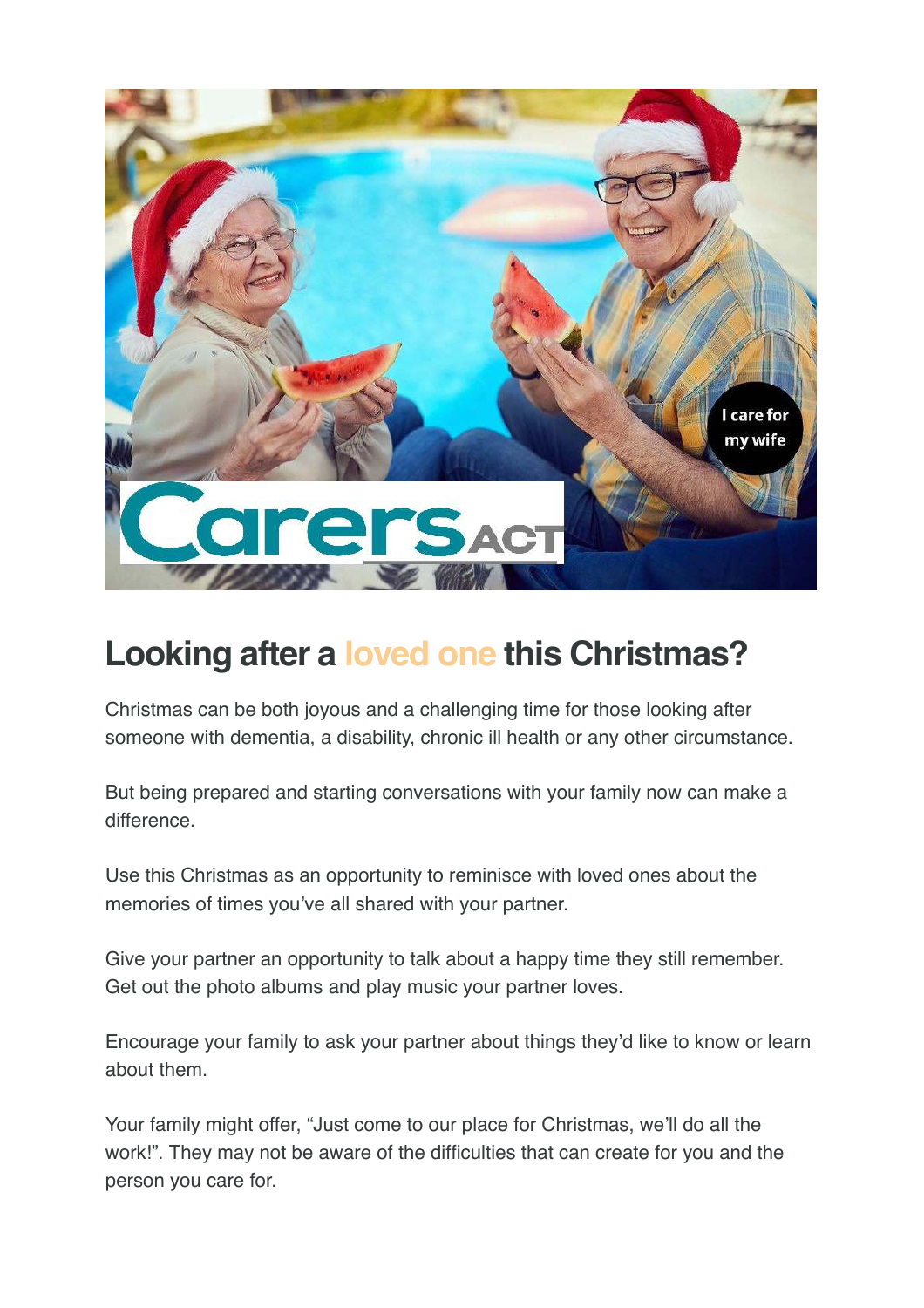## Looking after a loved one this Christmas?

Christmas can be both joyous and a challenging time for those looking after someone with dementia, a disability, chronic ill health or any other circumstance.

But being prepared and starting conversations with your family now can make a difference.

Use this Christmas as an opportunity to reminisce with loved ones about the memories of times you've all shared with your partner.

Give your partner an opportunity to talk about a happy time they still remember. Get out the photo albums and play music your partner loves.

Encourage your family to ask your partner about things they'd like to know or learn about them.

Your family might offer, "Just come to our place for Christmas, we'll do all the work!". They may not be aware of the difficulties that can create for you and the person you care for.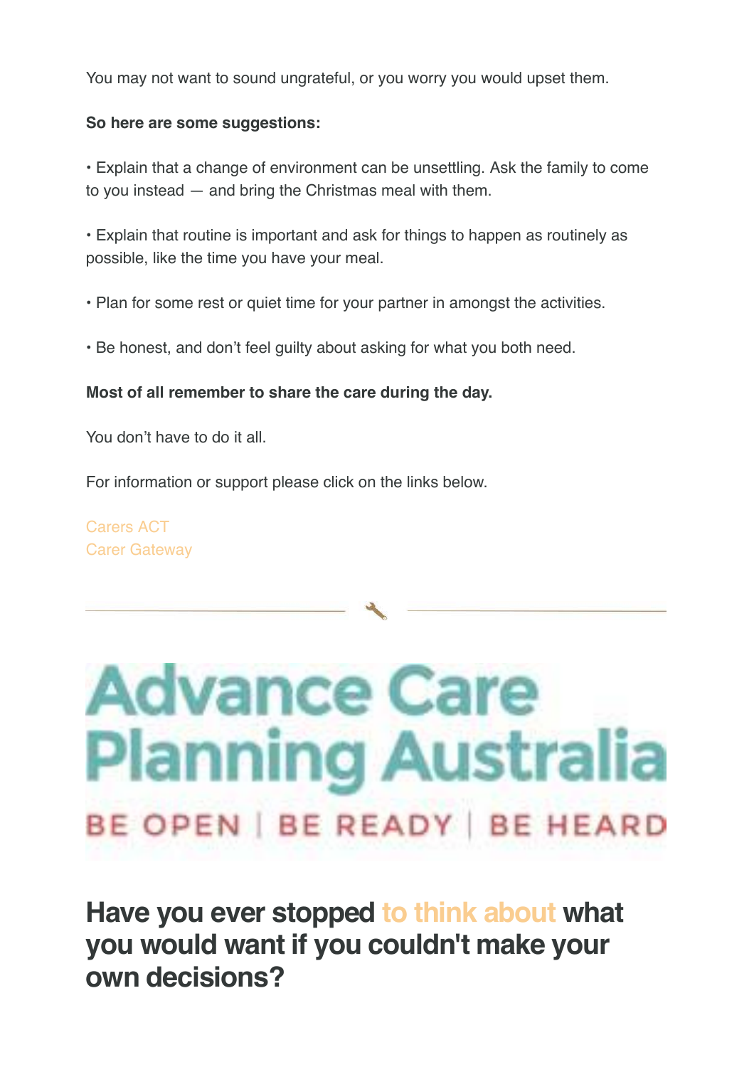You may not want to sound ungrateful, or you worry you would upset them.

**So here are some suggestions:**

• Explain that a change of environment can be unsettling. Ask the family to come to you instead — and bring the Christmas meal with them.

• Explain that routine is important and ask for things to happen as routinely as possible, like the time you have your meal.

• Plan for some rest or quiet time for your partner in amongst the activities.

• Be honest, and don't feel guilty about asking for what you both need.

**Most of all remember to share the care during the day.**

You don't have to do it all.

For information or support please click on the links below.

Carers ACT
Carer Gateway

---

Advance Care Planning Australia

BE OPEN | BE READY | BE HEARD

## Have you ever stopped to think about what you would want if you couldn't make your own decisions?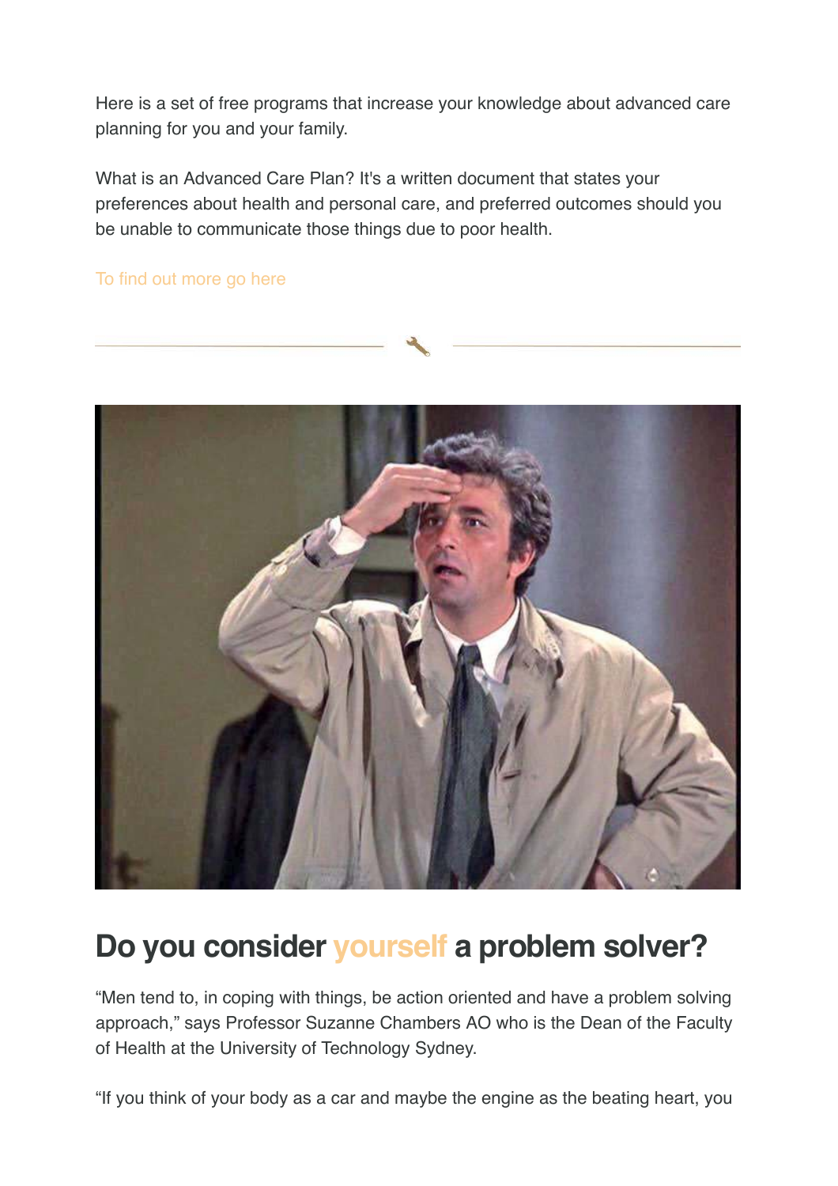Here is a set of free programs that increase your knowledge about advanced care planning for you and your family.

What is an Advanced Care Plan? It's a written document that states your preferences about health and personal care, and preferred outcomes should you be unable to communicate those things due to poor health.

To find out more go here

## Do you consider yourself a problem solver?

“Men tend to, in coping with things, be action oriented and have a problem solving approach,” says Professor Suzanne Chambers AO who is the Dean of the Faculty of Health at the University of Technology Sydney.

“If you think of your body as a car and maybe the engine as the beating heart, you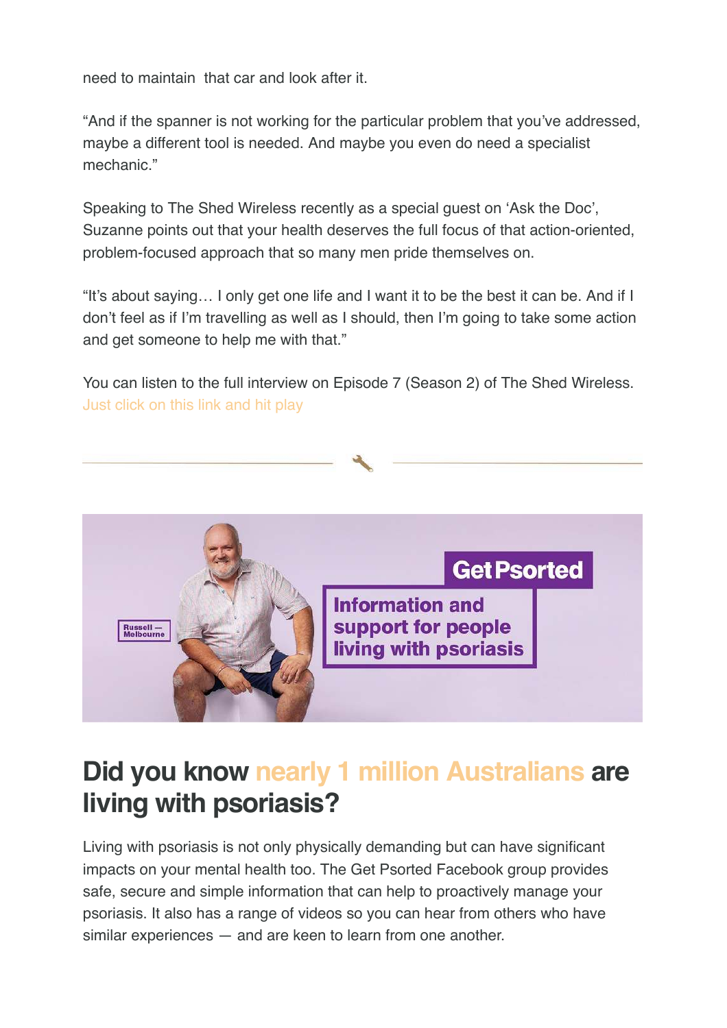need to maintain that car and look after it.

"And if the spanner is not working for the particular problem that you've addressed, maybe a different tool is needed. And maybe you even do need a specialist mechanic."

Speaking to The Shed Wireless recently as a special guest on 'Ask the Doc', Suzanne points out that your health deserves the full focus of that action-oriented, problem-focused approach that so many men pride themselves on.

"It's about saying… I only get one life and I want it to be the best it can be. And if I don't feel as if I'm travelling as well as I should, then I'm going to take some action and get someone to help me with that."

You can listen to the full interview on Episode 7 (Season 2) of The Shed Wireless. Just click on this link and hit play

Get Psorted

Information and support for people living with psoriasis

Russell — Melbourne

## Did you know nearly 1 million Australians are living with psoriasis?

Living with psoriasis is not only physically demanding but can have significant impacts on your mental health too. The Get Psorted Facebook group provides safe, secure and simple information that can help to proactively manage your psoriasis. It also has a range of videos so you can hear from others who have similar experiences — and are keen to learn from one another.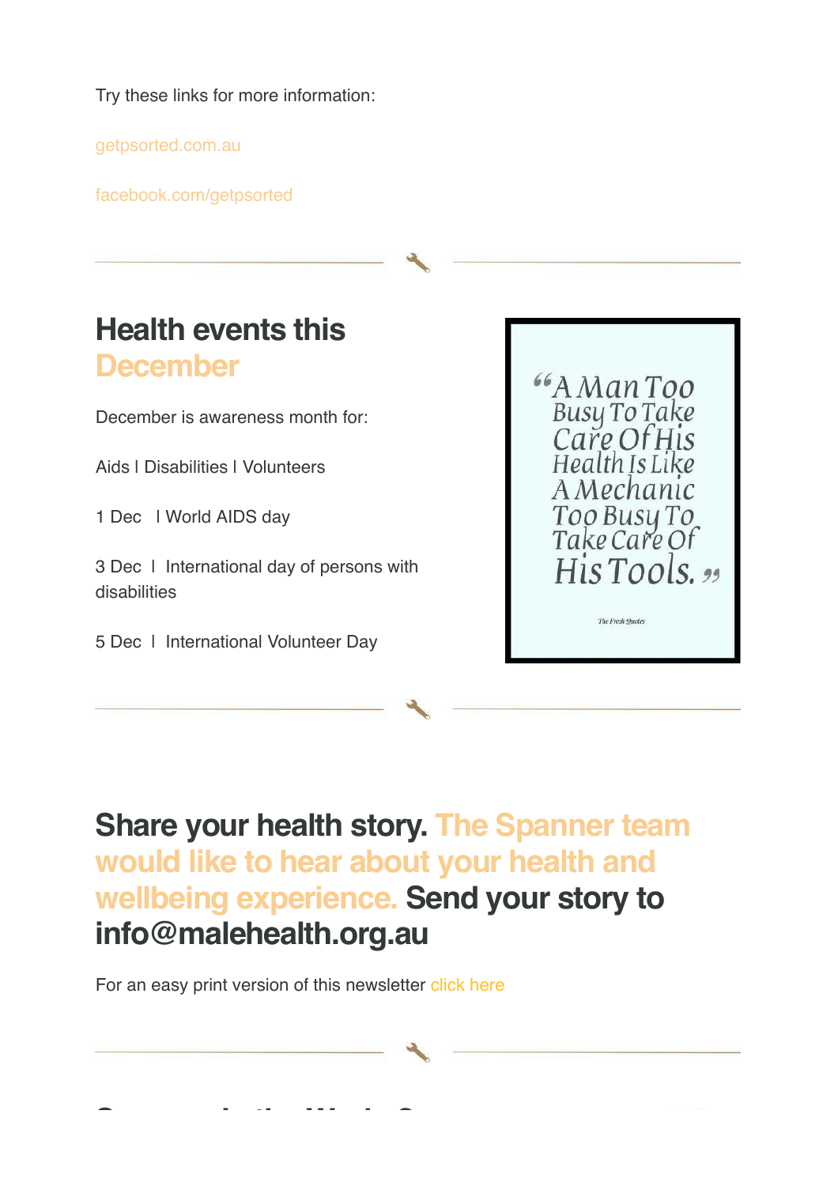Try these links for more information:

getpsorted.com.au

facebook.com/getpsorted

## Health events this December

December is awareness month for:

Aids I Disabilities I Volunteers

1 Dec I World AIDS day

3 Dec I International day of persons with disabilities

5 Dec I International Volunteer Day

"A Man Too Busy To Take Care Of His Health Is Like A Mechanic Too Busy To Take Care Of His Tools."

The Fresh Quotes

## Share your health story. The Spanner team would like to hear about your health and wellbeing experience. Send your story to info@malehealth.org.au

For an easy print version of this newsletter click here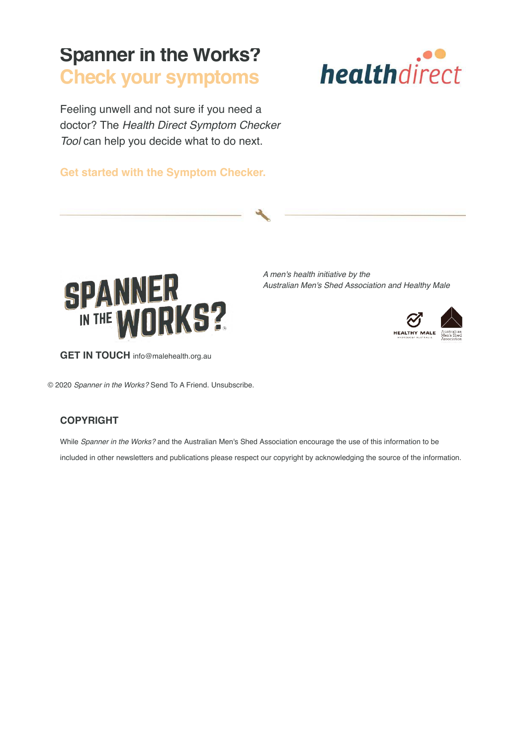## Spanner in the Works?
## Check your symptoms

healthdirect

Feeling unwell and not sure if you need a doctor? The *Health Direct Symptom Checker Tool* can help you decide what to do next.

**Get started with the Symptom Checker.**

SPANNER IN THE WORKS?

*A men's health initiative by the Australian Men's Shed Association and Healthy Male*

HEALTHY MALE

Australian Men's Shed Association

**GET IN TOUCH** info@malehealth.org.au

© 2020 *Spanner in the Works?* Send To A Friend. Unsubscribe.

### COPYRIGHT

While *Spanner in the Works?* and the Australian Men's Shed Association encourage the use of this information to be included in other newsletters and publications please respect our copyright by acknowledging the source of the information.